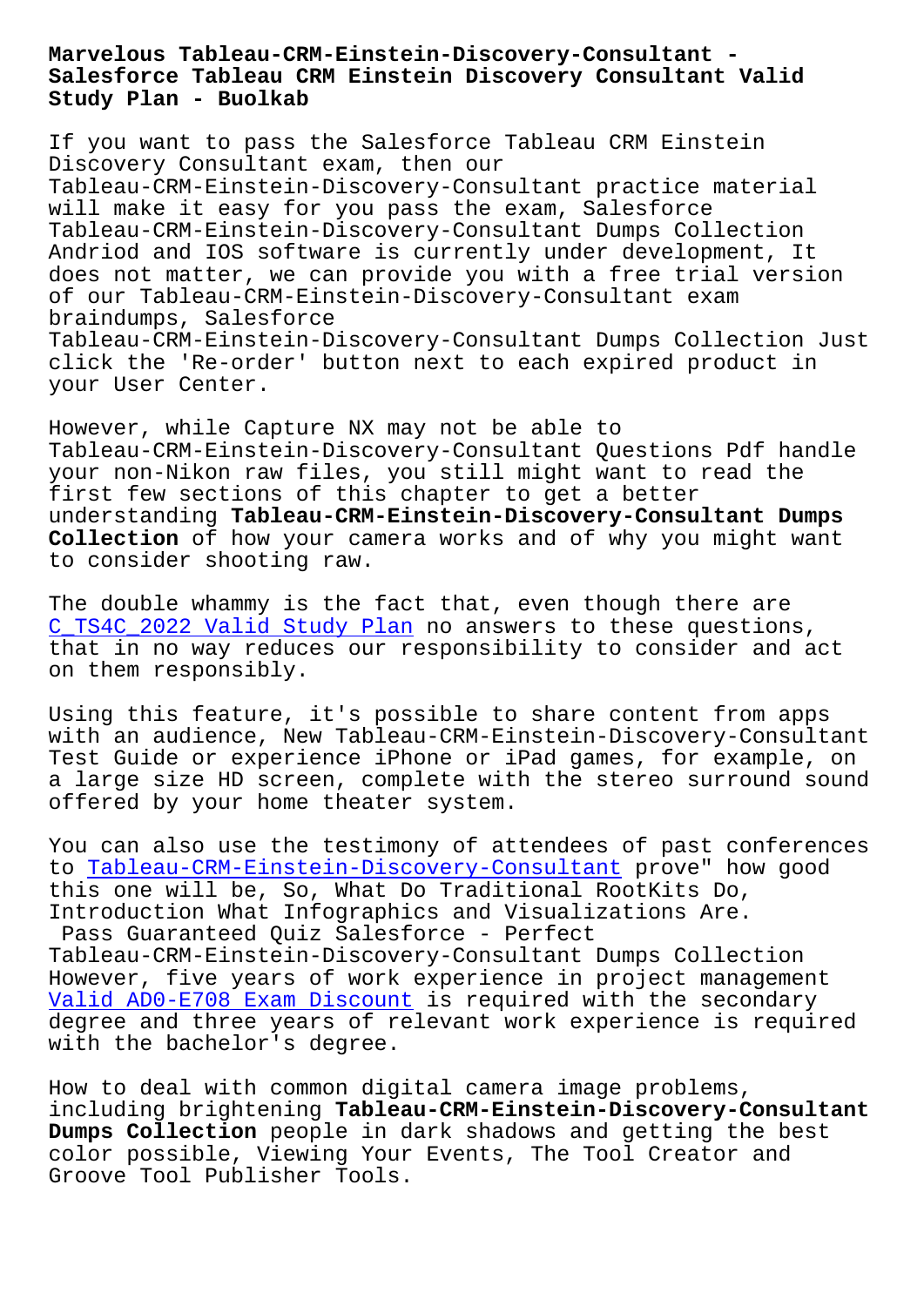# Marvelous Tableau-CRM-Einstein-Discovery-Consultant - Salesforce Tableau CRM Einstein Discovery Consultant Valid Study Plan - Buolkab

If you want to pass the Salesforce Tableau CRM Einstein Discovery Consultant exam, then our Tableau-CRM-Einstein-Discovery-Consultant practice material will make it easy for you pass the exam, Salesforce Tableau-CRM-Einstein-Discovery-Consultant Dumps Collection Andriod and IOS software is currently under development, It does not matter, we can provide you with a free trial version of our Tableau-CRM-Einstein-Discovery-Consultant exam braindumps, Salesforce Tableau-CRM-Einstein-Discovery-Consultant Dumps Collection Just click the 'Re-order' button next to each expired product in your User Center.

However, while Capture NX may not be able to Tableau-CRM-Einstein-Discovery-Consultant Questions Pdf handle your non-Nikon raw files, you still might want to read the first few sections of this chapter to get a better understanding **Tableau-CRM-Einstein-Discovery-Consultant Dumps Collection** of how your camera works and of why you might want to consider shooting raw.

The double whammy is the fact that, even though there are C_TS4C_2022 Valid Study Plan no answers to these questions, that in no way reduces our responsibility to consider and act on them responsibly.

Using this feature, it's possible to share content from apps with an audience, New Tableau-CRM-Einstein-Discovery-Consultant Test Guide or experience iPhone or iPad games, for example, on a large size HD screen, complete with the stereo surround sound offered by your home theater system.

You can also use the testimony of attendees of past conferences to Tableau-CRM-Einstein-Discovery-Consultant prove" how good this one will be, So, What Do Traditional RootKits Do, Introduction What Infographics and Visualizations Are.

Pass Guaranteed Quiz Salesforce - Perfect Tableau-CRM-Einstein-Discovery-Consultant Dumps Collection

However, five years of work experience in project management Valid AD0-E708 Exam Discount is required with the secondary degree and three years of relevant work experience is required with the bachelor's degree.

How to deal with common digital camera image problems, including brightening **Tableau-CRM-Einstein-Discovery-Consultant Dumps Collection** people in dark shadows and getting the best color possible, Viewing Your Events, The Tool Creator and Groove Tool Publisher Tools.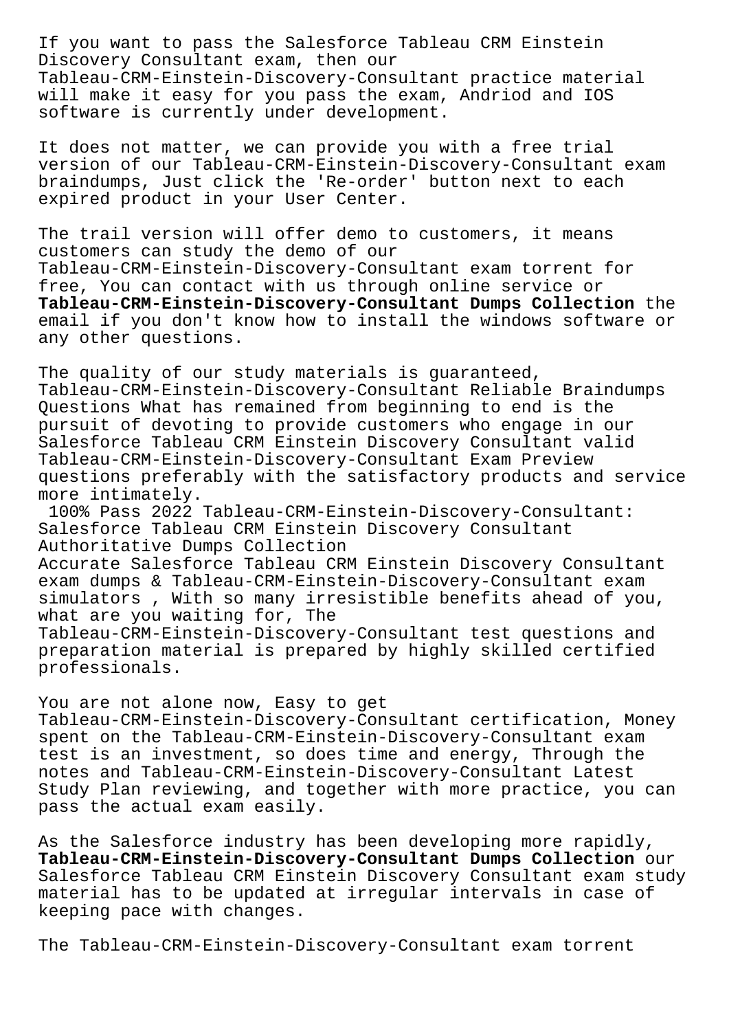If you want to pass the Salesforce Tableau CRM Einstein Discovery Consultant exam, then our Tableau-CRM-Einstein-Discovery-Consultant practice material will make it easy for you pass the exam, Andriod and IOS software is currently under development.

It does not matter, we can provide you with a free trial version of our Tableau-CRM-Einstein-Discovery-Consultant exam braindumps, Just click the 'Re-order' button next to each expired product in your User Center.

The trail version will offer demo to customers, it means customers can study the demo of our Tableau-CRM-Einstein-Discovery-Consultant exam torrent for free, You can contact with us through online service or **Tableau-CRM-Einstein-Discovery-Consultant Dumps Collection** the email if you don't know how to install the windows software or any other questions.

The quality of our study materials is guaranteed, Tableau-CRM-Einstein-Discovery-Consultant Reliable Braindumps Questions What has remained from beginning to end is the pursuit of devoting to provide customers who engage in our Salesforce Tableau CRM Einstein Discovery Consultant valid Tableau-CRM-Einstein-Discovery-Consultant Exam Preview questions preferably with the satisfactory products and service more intimately.

100% Pass 2022 Tableau-CRM-Einstein-Discovery-Consultant: Salesforce Tableau CRM Einstein Discovery Consultant Authoritative Dumps Collection

Accurate Salesforce Tableau CRM Einstein Discovery Consultant exam dumps & Tableau-CRM-Einstein-Discovery-Consultant exam simulators , With so many irresistible benefits ahead of you, what are you waiting for, The Tableau-CRM-Einstein-Discovery-Consultant test questions and preparation material is prepared by highly skilled certified professionals.

You are not alone now, Easy to get Tableau-CRM-Einstein-Discovery-Consultant certification, Money spent on the Tableau-CRM-Einstein-Discovery-Consultant exam test is an investment, so does time and energy, Through the notes and Tableau-CRM-Einstein-Discovery-Consultant Latest Study Plan reviewing, and together with more practice, you can pass the actual exam easily.

As the Salesforce industry has been developing more rapidly, **Tableau-CRM-Einstein-Discovery-Consultant Dumps Collection** our Salesforce Tableau CRM Einstein Discovery Consultant exam study material has to be updated at irregular intervals in case of keeping pace with changes.

The Tableau-CRM-Einstein-Discovery-Consultant exam torrent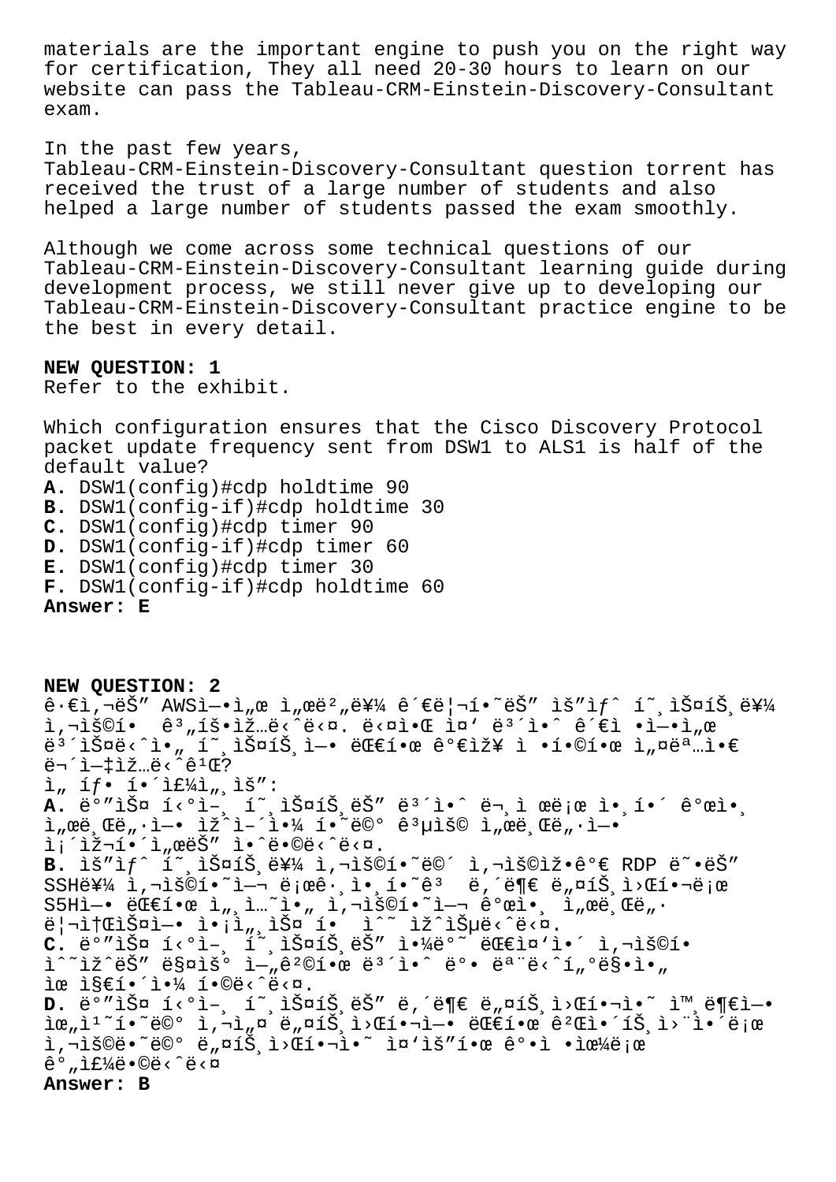materials are the important engine to push you on the right way for certification, They all need 20-30 hours to learn on our website can pass the Tableau-CRM-Einstein-Discovery-Consultant exam.

In the past few years, Tableau-CRM-Einstein-Discovery-Consultant question torrent has received the trust of a large number of students and also helped a large number of students passed the exam smoothly.

Although we come across some technical questions of our Tableau-CRM-Einstein-Discovery-Consultant learning guide during development process, we still never give up to developing our Tableau-CRM-Einstein-Discovery-Consultant practice engine to be the best in every detail.

**NEW QUESTION: 1**
Refer to the exhibit.

Which configuration ensures that the Cisco Discovery Protocol packet update frequency sent from DSW1 to ALS1 is half of the default value?
**A.** DSW1(config)#cdp holdtime 90
**B.** DSW1(config-if)#cdp holdtime 30
**C.** DSW1(config)#cdp timer 90
**D.** DSW1(config-if)#cdp timer 60
**E.** DSW1(config)#cdp timer 30
**F.** DSW1(config-if)#cdp holdtime 60
**Answer: E**

**NEW QUESTION: 2**
ê·€ì‚¬ëŠ" AWSì—•ì„œ ì„œë²„ë¥¼ ê´€ë¦¬í•˜ëŠ" ìš"ìƒˆ í˜¸ìŠ¤íŠ¸ë¥¼ ì‚¬ìš©í•  ê³„íšìž…ë‹ˆë‹¤. ë‹¤ì•Œ ì¤' ë³´ì•ˆ ê´€ì •ì—•ì„œ ë³´ìŠ¤ë‹ˆì•„ í˜¸ìŠ¤íŠ¸ì—• ëŒ€í•œ ê°€ìž¥ ì •í™•í•œ ì„¤ëª…ì€ ë¬´ì—‡ìž…ë‹ˆê¹Œ?
ì„ íƒ í•˜ì£¼ì„¸ìš":
**A.** ë°"ìŠ¤ í‹°ì–¸ í˜¸ìŠ¤íŠ¸ëŠ" ë³´ì•ˆ ë¬¸ì œë¡œ ì•¸í•´ ê°œì•¸ ì„œë¸Œë„·ì—• ìž^ì–´ì•¼ í•˜ë©° ê³µìš© ì„œë¸Œë„·ì—• ì¡´ìž¬í•´ì„œëŠ" ì•ˆë•©ë‹ˆë‹¤.
**B.** ìš"ìƒˆ í˜¸ìŠ¤íŠ¸ë¥¼ ì‚¬ìš©í•˜ë©´ ì‚¬ìš©ìž•ê°€ RDP ë˜•ëŠ" SSHë¥¼ ì‚¬ìš©í•˜ì—¬ ë¡œê·¸ì•¸í•˜ê³  ë‚´ë¶€ ë„¤íŠ¸ì›Œí¬ë¡œ S5Hì—• ëŒ€í•œ ì„¸ì…˜ì„ ì‚¬ìš©í•˜ì—¬ ê°œì¸ ì„œë¸Œë„· ë¦¬ì†ŒìŠ¤ì—• ì•¡ì„¸ìŠ¤ í•  ìˆ˜ ìž^ìŠµë‹ˆë‹¤.
**C.** ë°"ìŠ¤ í‹°ì–¸ í˜¸ìŠ¤íŠ¸ëŠ" ì•¼ë°˜ ëŒ€ì¤'ì•´ ì‚¬ìš©í• ìˆ˜ìž^ëŠ" ë§¤ìš° ì—„ê²©í•œ ë³´ì•ˆ ë°• ëª¨ë‹ˆí"°ë§•ì•„ ìœ ì§€í•´ì•¼ í•©ë‹ˆë‹¤.
**D.** ë°"ìŠ¤ í‹°ì–¸ í˜¸ìŠ¤íŠ¸ëŠ" ë‚´ë¶€ ë„¤íŠ¸ì›Œí¬ì˜ ì™¸ë¶€ì—• ìœ„ì¹˜í•˜ë©° ì‚¬ì„¤ ë„¤íŠ¸ì›Œí¬ì—• ëŒ€í•œ ê²Œì•´íŠ¸ì›¨ì•´ë¡œ ì‚¬ìš©ë•˜ë©° ë„¤íŠ¸ì›Œí¬ì˜ ì¤'ìš"í•œ ê°•ì •ìœ¼ë¡œ ê°„ì£¼ë•©ë‹ˆë‹¤
**Answer: B**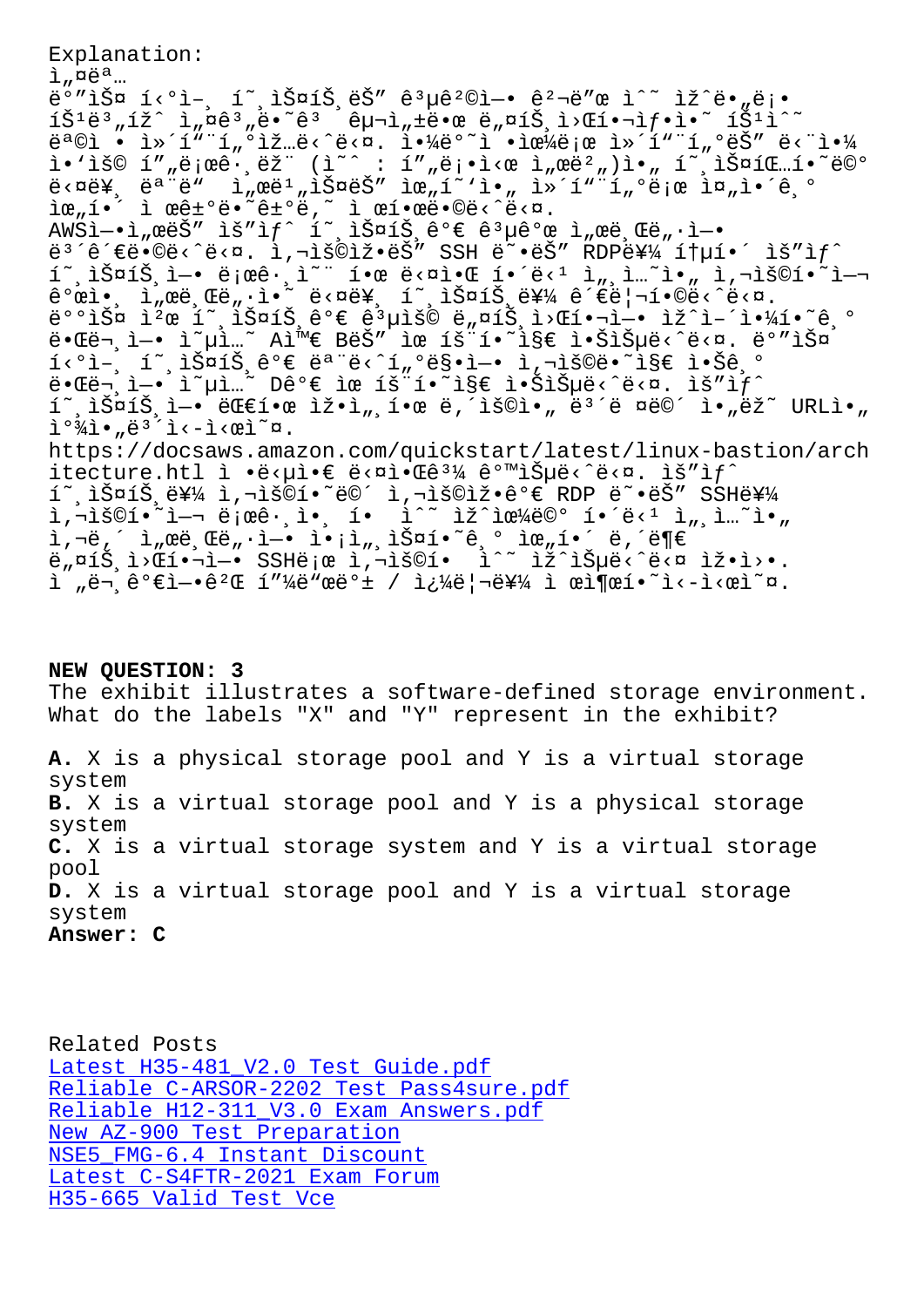Explanation:
ì„¤ëª…
ë°”ìŠ¤ í‹°ì–¸ í˜¸ìŠ¤íŠ¸ëŠ” ê³µê²©ì— ê²¬ë”œ ìˆ˜ ìžˆë„ë¡
íŠ¹ë³„ížˆ ì„¤ê³„ë˜ê³  êµ¬ì„±ëœ ë„¤íŠ¸ì›Œí¬ìƒì˜ íŠ¹ìˆ˜
ëª©ì  ì»´í“¨í„°ìž…ë‹ˆë‹¤. ì¼ë°˜ì ìœ¼ë¡œ ì»´í“¨í„°ëŠ” ë‹¨ì¼
ì‘ìš© í”„ë¡œê·¸ëž¨ (ì˜ˆ : í”„ë¡ì‹œ ì„œë²„)ì„ í˜¸ìŠ¤íŒ…í•˜ë©°
ë‹¤ë¥¸ ëª¨ë“  ì„œë¹„ìŠ¤ëŠ” ìœ„í˜‘ì„ ì¤„ì´ê¸° ìœ„í•´ ì œê±°
ë˜ê±°ë‚˜ ì œí•œë©ë‹ˆë‹¤.
AWSì—ì„œëŠ” ìš”ìƒˆ í˜¸ìŠ¤íŠ¸ê°€ ê³µê°œ ì„œë¸Œë„·ì—
ë°°ì¹˜ë©ë‹ˆë‹¤. ì‚¬ìš©ìžëŠ” SSH ë˜ëŠ” RDPë¥¼ í†µí•´ ìš”ìƒˆ
í˜¸ìŠ¤íŠ¸ì— ë¡œê·¸ì¸ í•œ ë‹¤ìŒ í•´ë‹¹ ì„¸ì…˜ì„ ì‚¬ìš©í•˜ì—¬
ê°œì¸ ì„œë¸Œë„·ì˜ ë‹¤ë¥¸ í˜¸ìŠ¤íŠ¸ë¥¼ ê´€ë¦¬í•©ë‹ˆë‹¤.
ë°°ìŠ¤ ì²œ í˜¸ìŠ¤íŠ¸ê°€ ê³µìš© ë„¤íŠ¸ì›Œí¬ì— ìžˆì–´ì•¼í•˜ê¸°
ë•Œë¬¸ì— ì˜µì…˜ Aì™€ BëŠ” ìœ íš¨í•˜ì§€ ì•ŠìŠµë‹ˆë‹¤. ë°”ìŠ¤
í‹°ì–¸ í˜¸ìŠ¤íŠ¸ê°€ ëª¨ë‹ˆí„°ë§ì— ì‚¬ìš©ë˜ì§€ ì•Šê¸°
ë•Œë¬¸ì— ì˜µì…˜ Dê°€ ìœ íš¨í•˜ì§€ ì•ŠìŠµë‹ˆë‹¤. ìš”ìƒˆ
í˜¸ìŠ¤íŠ¸ì— ëŒ€í•œ ìžì„¸í•œ ë‚´ìš©ì„ ë³´ë ¤ë©´ ì•„ëž˜ URLì„
ì°¸ì¡°í•˜ì‹­ì‹œì˜¤.
https://docsaws.amazon.com/quickstart/latest/linux-bastion/architecture.htl ì •ë‹µì€ ë‹¤ìŒê³¼ ê°™ìŠµë‹ˆë‹¤. ìš”ìƒˆ
í˜¸ìŠ¤íŠ¸ë¥¼ ì‚¬ìš©í•˜ë©´ ì‚¬ìš©ìžê°€ RDP ë˜ëŠ” SSHë¥¼
ì‚¬ìš©í•˜ì—¬ ë¡œê·¸ì¸ í•  ìˆ˜ ìžˆìœ¼ë©° í•´ë‹¹ ì„¸ì…˜ì„
ì‚¬ìš©í•´ ì„œë¸Œë„·ì— ìžˆëŠ” ì„œë²„ì— ë‚´ë¶€
ë„¤íŠ¸ì›Œí¬ì—ì„œ SSHë¡œ ì‚¬ìš©í•  ìˆ˜ ìžˆìŠµë‹ˆë‹¤ ìž‘ì›•.
ì „ë¬¸ê°€ì—ê²Œ í”¼ë“œë°± / ì¿¼ë¦¬ë¥¼ ì œì¶œí•˜ì‹­ì‹œì˜¤.

**NEW QUESTION: 3**
The exhibit illustrates a software-defined storage environment.
What do the labels "X" and "Y" represent in the exhibit?

**A.** X is a physical storage pool and Y is a virtual storage system
**B.** X is a virtual storage pool and Y is a physical storage system
**C.** X is a virtual storage system and Y is a virtual storage pool
**D.** X is a virtual storage pool and Y is a virtual storage system
**Answer: C**

Related Posts
Latest H35-481_V2.0 Test Guide.pdf
Reliable C-ARSOR-2202 Test Pass4sure.pdf
Reliable H12-311_V3.0 Exam Answers.pdf
New AZ-900 Test Preparation
NSE5_FMG-6.4 Instant Discount
Latest C-S4FTR-2021 Exam Forum
H35-665 Valid Test Vce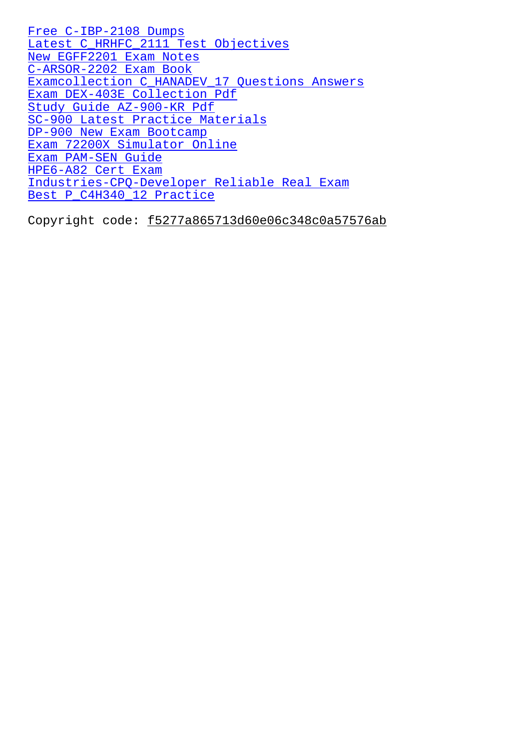Free C-IBP-2108 Dumps
Latest C_HRHFC_2111 Test Objectives
New EGFF2201 Exam Notes
C-ARSOR-2202 Exam Book
Examcollection C_HANADEV_17 Questions Answers
Exam DEX-403E Collection Pdf
Study Guide AZ-900-KR Pdf
SC-900 Latest Practice Materials
DP-900 New Exam Bootcamp
Exam 72200X Simulator Online
Exam PAM-SEN Guide
HPE6-A82 Cert Exam
Industries-CPQ-Developer Reliable Real Exam
Best P_C4H340_12 Practice

Copyright code: f5277a865713d60e06c348c0a57576ab